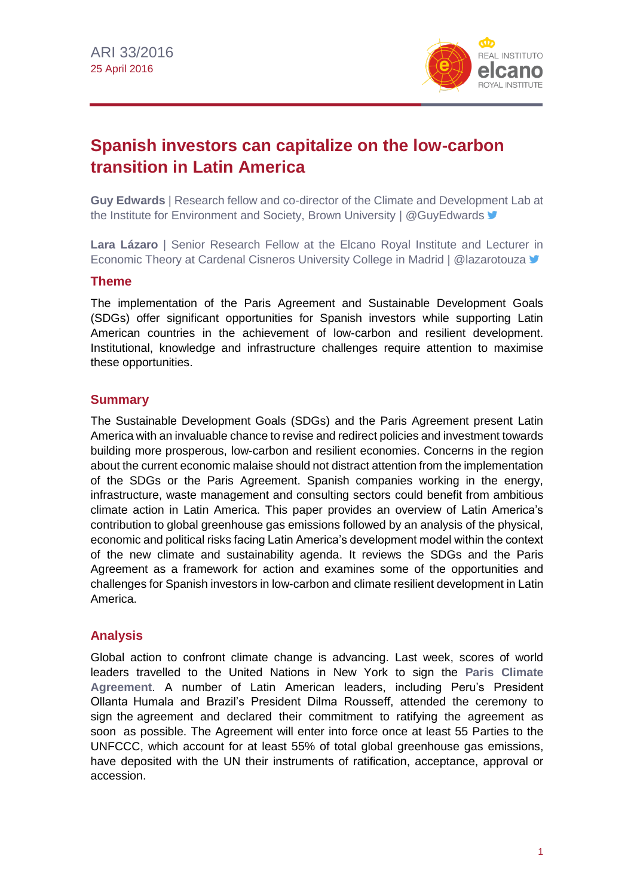ARI 33/2016
25 April 2016

# Spanish investors can capitalize on the low-carbon transition in Latin America

**Guy Edwards** | Research fellow and co-director of the Climate and Development Lab at the Institute for Environment and Society, Brown University | @GuyEdwards

**Lara Lázaro** | Senior Research Fellow at the Elcano Royal Institute and Lecturer in Economic Theory at Cardenal Cisneros University College in Madrid | @lazarotouza

## Theme

The implementation of the Paris Agreement and Sustainable Development Goals (SDGs) offer significant opportunities for Spanish investors while supporting Latin American countries in the achievement of low-carbon and resilient development. Institutional, knowledge and infrastructure challenges require attention to maximise these opportunities.

## Summary

The Sustainable Development Goals (SDGs) and the Paris Agreement present Latin America with an invaluable chance to revise and redirect policies and investment towards building more prosperous, low-carbon and resilient economies. Concerns in the region about the current economic malaise should not distract attention from the implementation of the SDGs or the Paris Agreement. Spanish companies working in the energy, infrastructure, waste management and consulting sectors could benefit from ambitious climate action in Latin America. This paper provides an overview of Latin America's contribution to global greenhouse gas emissions followed by an analysis of the physical, economic and political risks facing Latin America's development model within the context of the new climate and sustainability agenda. It reviews the SDGs and the Paris Agreement as a framework for action and examines some of the opportunities and challenges for Spanish investors in low-carbon and climate resilient development in Latin America.

## Analysis

Global action to confront climate change is advancing. Last week, scores of world leaders travelled to the United Nations in New York to sign the **Paris Climate Agreement**. A number of Latin American leaders, including Peru's President Ollanta Humala and Brazil's President Dilma Rousseff, attended the ceremony to sign the agreement and declared their commitment to ratifying the agreement as soon as possible. The Agreement will enter into force once at least 55 Parties to the UNFCCC, which account for at least 55% of total global greenhouse gas emissions, have deposited with the UN their instruments of ratification, acceptance, approval or accession.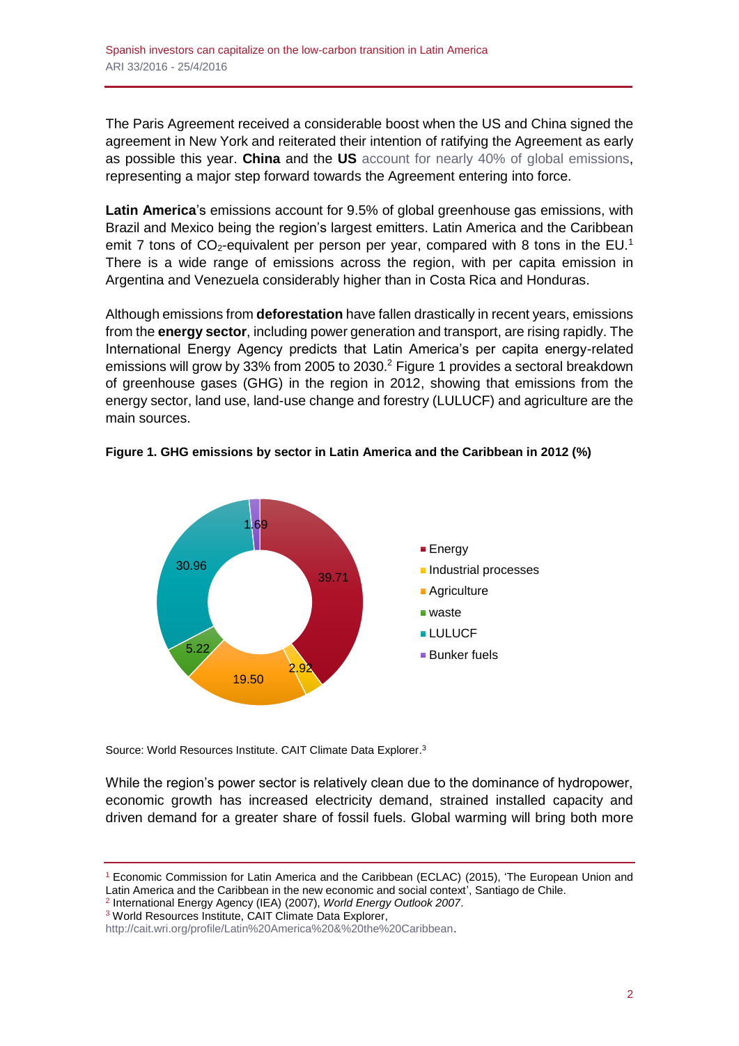The Paris Agreement received a considerable boost when the US and China signed the agreement in New York and reiterated their intention of ratifying the Agreement as early as possible this year. **China** and the **US** account for nearly 40% of global emissions, representing a major step forward towards the Agreement entering into force.

**Latin America**'s emissions account for 9.5% of global greenhouse gas emissions, with Brazil and Mexico being the region's largest emitters. Latin America and the Caribbean emit 7 tons of $CO_2$-equivalent per person per year, compared with 8 tons in the EU.[1] There is a wide range of emissions across the region, with per capita emission in Argentina and Venezuela considerably higher than in Costa Rica and Honduras.

Although emissions from **deforestation** have fallen drastically in recent years, emissions from the **energy sector**, including power generation and transport, are rising rapidly. The International Energy Agency predicts that Latin America's per capita energy-related emissions will grow by 33% from 2005 to 2030.[2] Figure 1 provides a sectoral breakdown of greenhouse gases (GHG) in the region in 2012, showing that emissions from the energy sector, land use, land-use change and forestry (LULUCF) and agriculture are the main sources.

**Figure 1. GHG emissions by sector in Latin America and the Caribbean in 2012 (%)**

| Sector | % |
|---|---|
| Energy | 39.71 |
| Industrial processes | 2.92 |
| Agriculture | 19.50 |
| waste | 5.22 |
| LULUCF | 30.96 |
| Bunker fuels | 1.69 |

Source: World Resources Institute. CAIT Climate Data Explorer.[3]

While the region's power sector is relatively clean due to the dominance of hydropower, economic growth has increased electricity demand, strained installed capacity and driven demand for a greater share of fossil fuels. Global warming will bring both more

---

[1] Economic Commission for Latin America and the Caribbean (ECLAC) (2015), 'The European Union and Latin America and the Caribbean in the new economic and social context', Santiago de Chile.

[2] International Energy Agency (IEA) (2007), *World Energy Outlook 2007*.

[3] World Resources Institute, CAIT Climate Data Explorer, http://cait.wri.org/profile/Latin%20America%20&%20the%20Caribbean.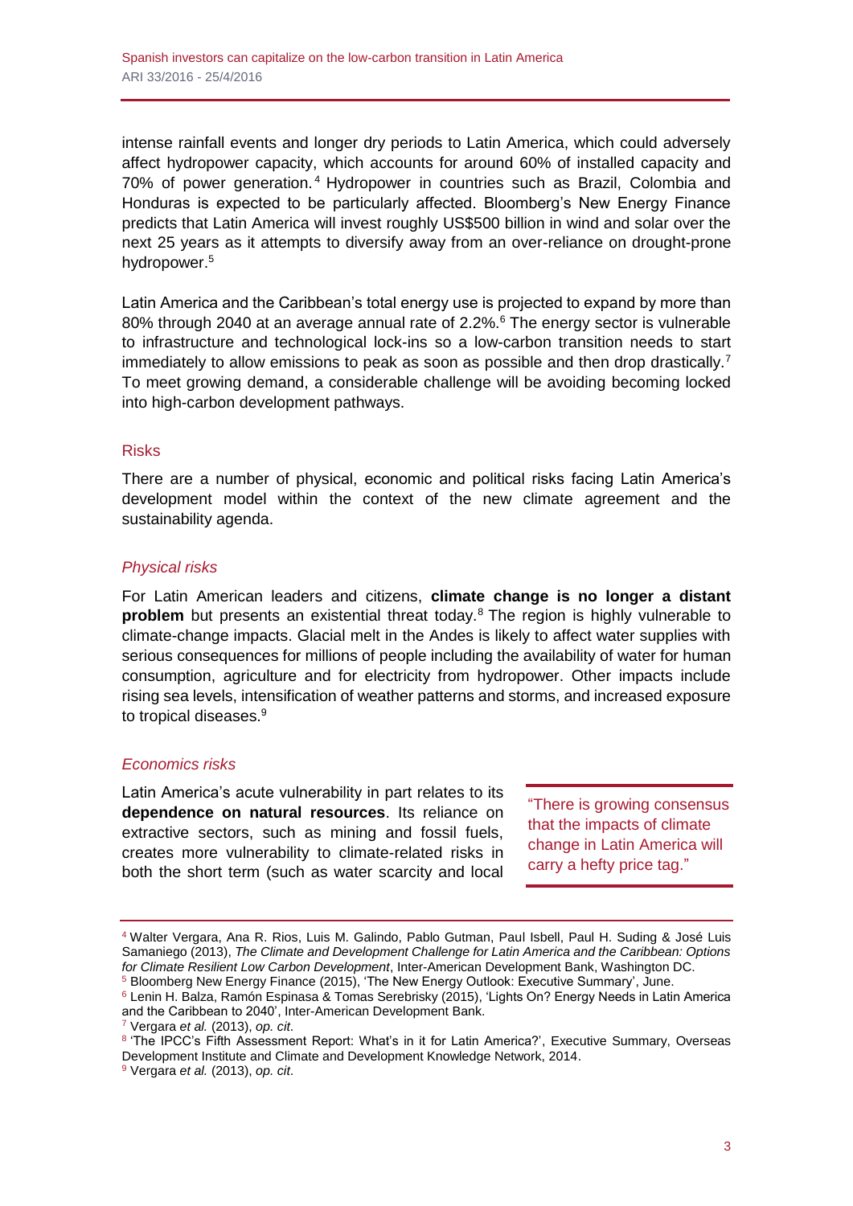intense rainfall events and longer dry periods to Latin America, which could adversely affect hydropower capacity, which accounts for around 60% of installed capacity and 70% of power generation.[4] Hydropower in countries such as Brazil, Colombia and Honduras is expected to be particularly affected. Bloomberg's New Energy Finance predicts that Latin America will invest roughly US$500 billion in wind and solar over the next 25 years as it attempts to diversify away from an over-reliance on drought-prone hydropower.[5]

Latin America and the Caribbean's total energy use is projected to expand by more than 80% through 2040 at an average annual rate of 2.2%.[6] The energy sector is vulnerable to infrastructure and technological lock-ins so a low-carbon transition needs to start immediately to allow emissions to peak as soon as possible and then drop drastically.[7] To meet growing demand, a considerable challenge will be avoiding becoming locked into high-carbon development pathways.

## Risks

There are a number of physical, economic and political risks facing Latin America's development model within the context of the new climate agreement and the sustainability agenda.

### *Physical risks*

For Latin American leaders and citizens, **climate change is no longer a distant problem** but presents an existential threat today.[8] The region is highly vulnerable to climate-change impacts. Glacial melt in the Andes is likely to affect water supplies with serious consequences for millions of people including the availability of water for human consumption, agriculture and for electricity from hydropower. Other impacts include rising sea levels, intensification of weather patterns and storms, and increased exposure to tropical diseases.[9]

### *Economics risks*

Latin America's acute vulnerability in part relates to its **dependence on natural resources**. Its reliance on extractive sectors, such as mining and fossil fuels, creates more vulnerability to climate-related risks in both the short term (such as water scarcity and local

> "There is growing consensus that the impacts of climate change in Latin America will carry a hefty price tag."

---

[4] Walter Vergara, Ana R. Rios, Luis M. Galindo, Pablo Gutman, Paul Isbell, Paul H. Suding & José Luis Samaniego (2013), *The Climate and Development Challenge for Latin America and the Caribbean: Options for Climate Resilient Low Carbon Development*, Inter-American Development Bank, Washington DC.

[5] Bloomberg New Energy Finance (2015), 'The New Energy Outlook: Executive Summary', June.

[6] Lenin H. Balza, Ramón Espinasa & Tomas Serebrisky (2015), 'Lights On? Energy Needs in Latin America and the Caribbean to 2040', Inter-American Development Bank.

[7] Vergara *et al.* (2013), *op. cit*.

[8] 'The IPCC's Fifth Assessment Report: What's in it for Latin America?', Executive Summary, Overseas Development Institute and Climate and Development Knowledge Network, 2014.

[9] Vergara *et al.* (2013), *op. cit*.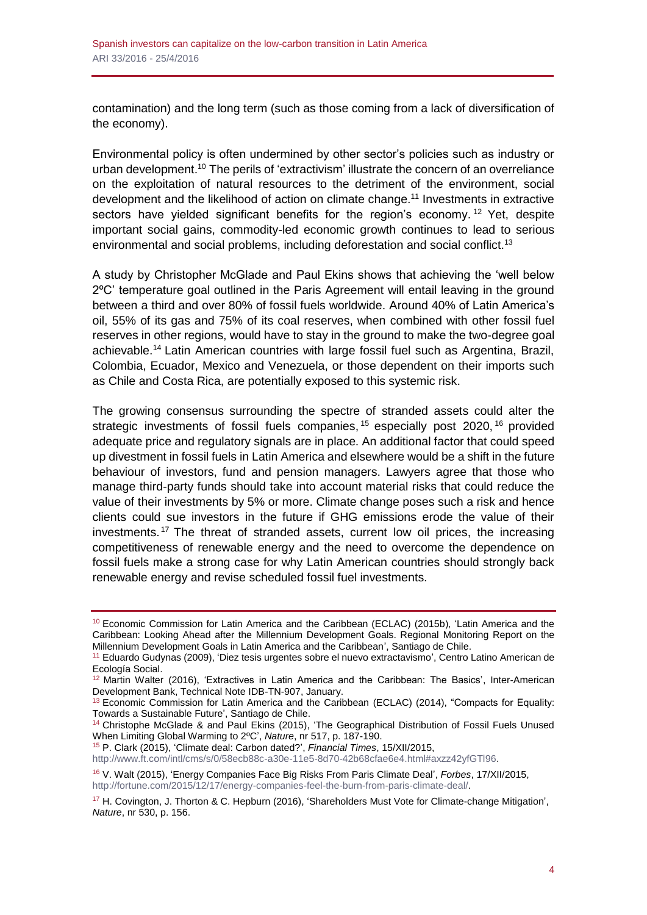contamination) and the long term (such as those coming from a lack of diversification of the economy).

Environmental policy is often undermined by other sector's policies such as industry or urban development.[10] The perils of 'extractivism' illustrate the concern of an overreliance on the exploitation of natural resources to the detriment of the environment, social development and the likelihood of action on climate change.[11] Investments in extractive sectors have yielded significant benefits for the region's economy.[12] Yet, despite important social gains, commodity-led economic growth continues to lead to serious environmental and social problems, including deforestation and social conflict.[13]

A study by Christopher McGlade and Paul Ekins shows that achieving the 'well below 2ºC' temperature goal outlined in the Paris Agreement will entail leaving in the ground between a third and over 80% of fossil fuels worldwide. Around 40% of Latin America's oil, 55% of its gas and 75% of its coal reserves, when combined with other fossil fuel reserves in other regions, would have to stay in the ground to make the two-degree goal achievable.[14] Latin American countries with large fossil fuel such as Argentina, Brazil, Colombia, Ecuador, Mexico and Venezuela, or those dependent on their imports such as Chile and Costa Rica, are potentially exposed to this systemic risk.

The growing consensus surrounding the spectre of stranded assets could alter the strategic investments of fossil fuels companies,[15] especially post 2020,[16] provided adequate price and regulatory signals are in place. An additional factor that could speed up divestment in fossil fuels in Latin America and elsewhere would be a shift in the future behaviour of investors, fund and pension managers. Lawyers agree that those who manage third-party funds should take into account material risks that could reduce the value of their investments by 5% or more. Climate change poses such a risk and hence clients could sue investors in the future if GHG emissions erode the value of their investments.[17] The threat of stranded assets, current low oil prices, the increasing competitiveness of renewable energy and the need to overcome the dependence on fossil fuels make a strong case for why Latin American countries should strongly back renewable energy and revise scheduled fossil fuel investments.

---

[10] Economic Commission for Latin America and the Caribbean (ECLAC) (2015b), 'Latin America and the Caribbean: Looking Ahead after the Millennium Development Goals. Regional Monitoring Report on the Millennium Development Goals in Latin America and the Caribbean', Santiago de Chile.

[11] Eduardo Gudynas (2009), 'Diez tesis urgentes sobre el nuevo extractavismo', Centro Latino American de Ecología Social.

[12] Martin Walter (2016), 'Extractives in Latin America and the Caribbean: The Basics', Inter-American Development Bank, Technical Note IDB-TN-907, January.

[13] Economic Commission for Latin America and the Caribbean (ECLAC) (2014), "Compacts for Equality: Towards a Sustainable Future', Santiago de Chile.

[14] Christophe McGlade & and Paul Ekins (2015), 'The Geographical Distribution of Fossil Fuels Unused When Limiting Global Warming to 2ºC', *Nature*, nr 517, p. 187-190.

[15] P. Clark (2015), 'Climate deal: Carbon dated?', *Financial Times*, 15/XII/2015, http://www.ft.com/intl/cms/s/0/58ecb88c-a30e-11e5-8d70-42b68cfae6e4.html#axzz42yfGTl96.

[16] V. Walt (2015), 'Energy Companies Face Big Risks From Paris Climate Deal', *Forbes*, 17/XII/2015, http://fortune.com/2015/12/17/energy-companies-feel-the-burn-from-paris-climate-deal/.

[17] H. Covington, J. Thorton & C. Hepburn (2016), 'Shareholders Must Vote for Climate-change Mitigation', *Nature*, nr 530, p. 156.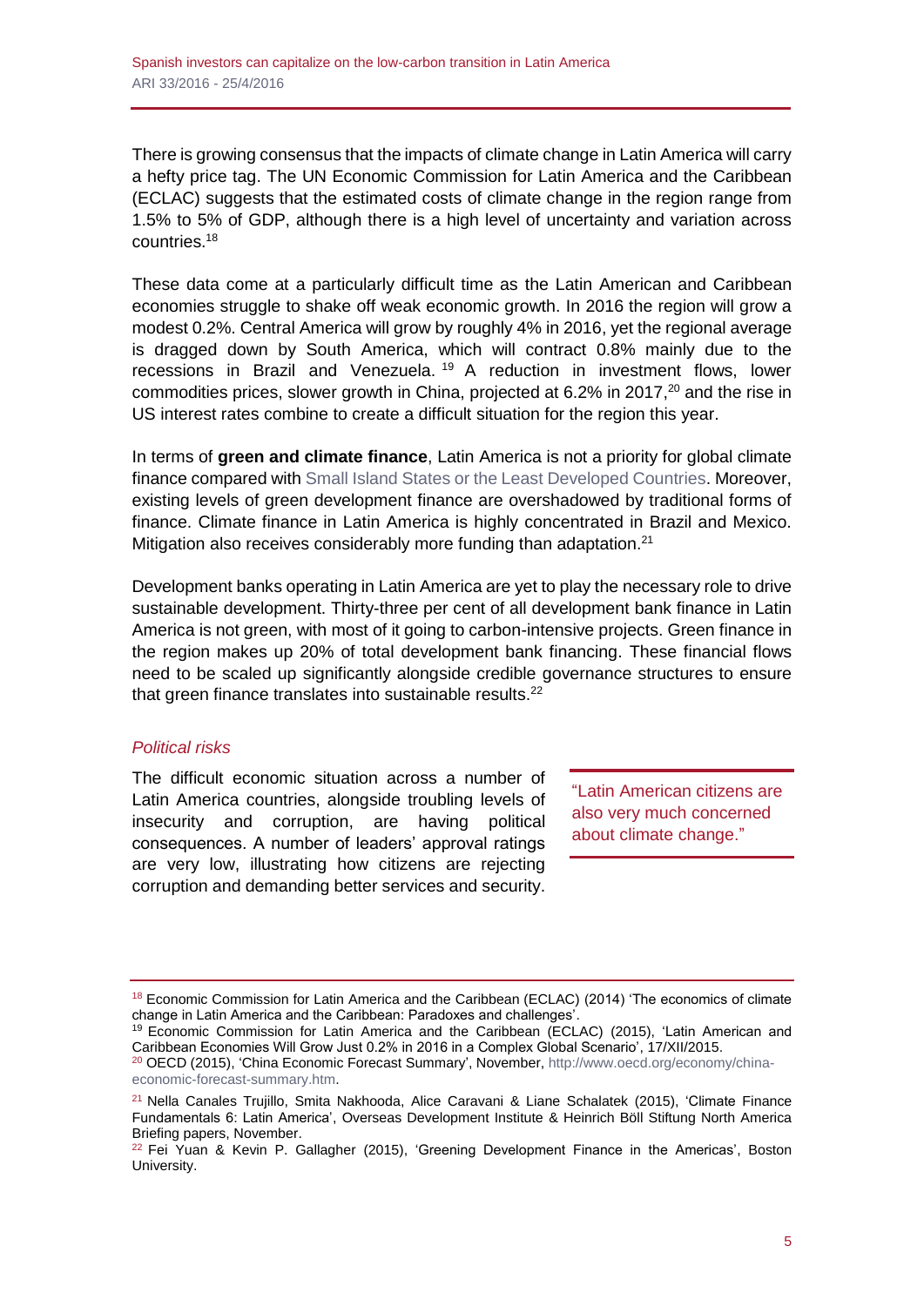There is growing consensus that the impacts of climate change in Latin America will carry a hefty price tag. The UN Economic Commission for Latin America and the Caribbean (ECLAC) suggests that the estimated costs of climate change in the region range from 1.5% to 5% of GDP, although there is a high level of uncertainty and variation across countries.[18]

These data come at a particularly difficult time as the Latin American and Caribbean economies struggle to shake off weak economic growth. In 2016 the region will grow a modest 0.2%. Central America will grow by roughly 4% in 2016, yet the regional average is dragged down by South America, which will contract 0.8% mainly due to the recessions in Brazil and Venezuela.[19] A reduction in investment flows, lower commodities prices, slower growth in China, projected at 6.2% in 2017,[20] and the rise in US interest rates combine to create a difficult situation for the region this year.

In terms of **green and climate finance**, Latin America is not a priority for global climate finance compared with Small Island States or the Least Developed Countries. Moreover, existing levels of green development finance are overshadowed by traditional forms of finance. Climate finance in Latin America is highly concentrated in Brazil and Mexico. Mitigation also receives considerably more funding than adaptation.[21]

Development banks operating in Latin America are yet to play the necessary role to drive sustainable development. Thirty-three per cent of all development bank finance in Latin America is not green, with most of it going to carbon-intensive projects. Green finance in the region makes up 20% of total development bank financing. These financial flows need to be scaled up significantly alongside credible governance structures to ensure that green finance translates into sustainable results.[22]

### *Political risks*

The difficult economic situation across a number of Latin America countries, alongside troubling levels of insecurity and corruption, are having political consequences. A number of leaders' approval ratings are very low, illustrating how citizens are rejecting corruption and demanding better services and security.

> "Latin American citizens are also very much concerned about climate change."

---

[18] Economic Commission for Latin America and the Caribbean (ECLAC) (2014) 'The economics of climate change in Latin America and the Caribbean: Paradoxes and challenges'.

[19] Economic Commission for Latin America and the Caribbean (ECLAC) (2015), 'Latin American and Caribbean Economies Will Grow Just 0.2% in 2016 in a Complex Global Scenario', 17/XII/2015.

[20] OECD (2015), 'China Economic Forecast Summary', November, http://www.oecd.org/economy/china-economic-forecast-summary.htm.

[21] Nella Canales Trujillo, Smita Nakhooda, Alice Caravani & Liane Schalatek (2015), 'Climate Finance Fundamentals 6: Latin America', Overseas Development Institute & Heinrich Böll Stiftung North America Briefing papers, November.

[22] Fei Yuan & Kevin P. Gallagher (2015), 'Greening Development Finance in the Americas', Boston University.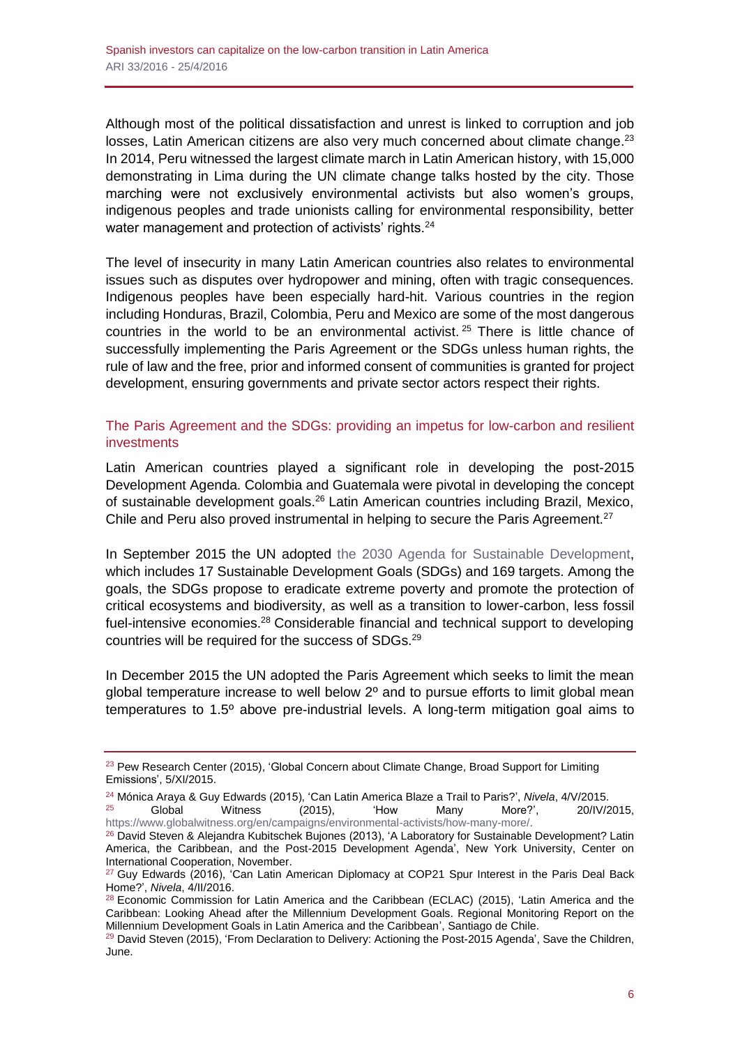Although most of the political dissatisfaction and unrest is linked to corruption and job losses, Latin American citizens are also very much concerned about climate change.[23] In 2014, Peru witnessed the largest climate march in Latin American history, with 15,000 demonstrating in Lima during the UN climate change talks hosted by the city. Those marching were not exclusively environmental activists but also women's groups, indigenous peoples and trade unionists calling for environmental responsibility, better water management and protection of activists' rights.[24]

The level of insecurity in many Latin American countries also relates to environmental issues such as disputes over hydropower and mining, often with tragic consequences. Indigenous peoples have been especially hard-hit. Various countries in the region including Honduras, Brazil, Colombia, Peru and Mexico are some of the most dangerous countries in the world to be an environmental activist.[25] There is little chance of successfully implementing the Paris Agreement or the SDGs unless human rights, the rule of law and the free, prior and informed consent of communities is granted for project development, ensuring governments and private sector actors respect their rights.

## The Paris Agreement and the SDGs: providing an impetus for low-carbon and resilient investments

Latin American countries played a significant role in developing the post-2015 Development Agenda. Colombia and Guatemala were pivotal in developing the concept of sustainable development goals.[26] Latin American countries including Brazil, Mexico, Chile and Peru also proved instrumental in helping to secure the Paris Agreement.[27]

In September 2015 the UN adopted the 2030 Agenda for Sustainable Development, which includes 17 Sustainable Development Goals (SDGs) and 169 targets. Among the goals, the SDGs propose to eradicate extreme poverty and promote the protection of critical ecosystems and biodiversity, as well as a transition to lower-carbon, less fossil fuel-intensive economies.[28] Considerable financial and technical support to developing countries will be required for the success of SDGs.[29]

In December 2015 the UN adopted the Paris Agreement which seeks to limit the mean global temperature increase to well below 2º and to pursue efforts to limit global mean temperatures to 1.5º above pre-industrial levels. A long-term mitigation goal aims to

---

[23] Pew Research Center (2015), 'Global Concern about Climate Change, Broad Support for Limiting Emissions', 5/XI/2015.

[24] Mónica Araya & Guy Edwards (2015), 'Can Latin America Blaze a Trail to Paris?', *Nivela*, 4/V/2015.

[25] Global Witness (2015), 'How Many More?', 20/IV/2015, https://www.globalwitness.org/en/campaigns/environmental-activists/how-many-more/.

[26] David Steven & Alejandra Kubitschek Bujones (2013), 'A Laboratory for Sustainable Development? Latin America, the Caribbean, and the Post-2015 Development Agenda', New York University, Center on International Cooperation, November.

[27] Guy Edwards (2016), 'Can Latin American Diplomacy at COP21 Spur Interest in the Paris Deal Back Home?', *Nivela*, 4/II/2016.

[28] Economic Commission for Latin America and the Caribbean (ECLAC) (2015), 'Latin America and the Caribbean: Looking Ahead after the Millennium Development Goals. Regional Monitoring Report on the Millennium Development Goals in Latin America and the Caribbean', Santiago de Chile.

[29] David Steven (2015), 'From Declaration to Delivery: Actioning the Post-2015 Agenda', Save the Children, June.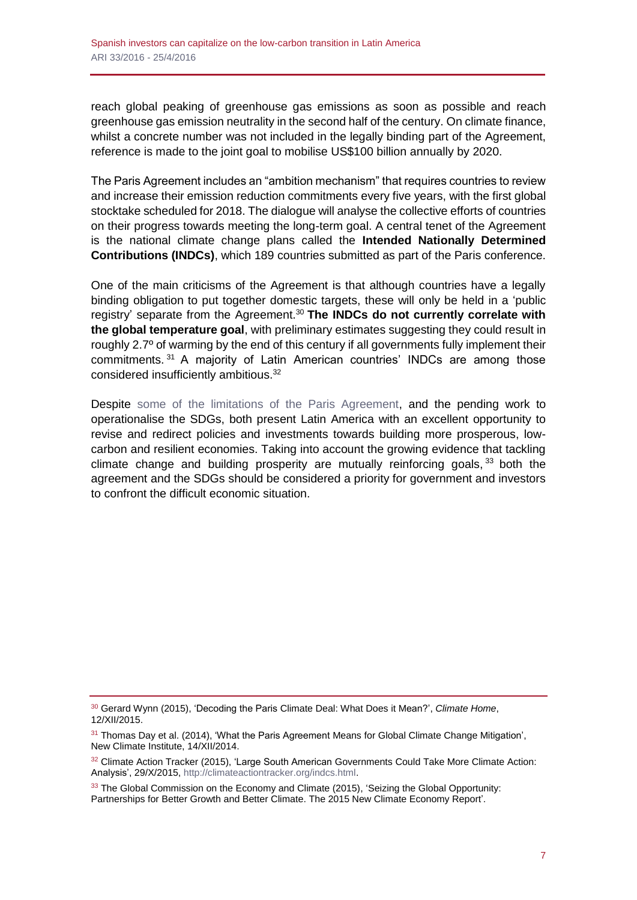reach global peaking of greenhouse gas emissions as soon as possible and reach greenhouse gas emission neutrality in the second half of the century. On climate finance, whilst a concrete number was not included in the legally binding part of the Agreement, reference is made to the joint goal to mobilise US$100 billion annually by 2020.

The Paris Agreement includes an "ambition mechanism" that requires countries to review and increase their emission reduction commitments every five years, with the first global stocktake scheduled for 2018. The dialogue will analyse the collective efforts of countries on their progress towards meeting the long-term goal. A central tenet of the Agreement is the national climate change plans called the **Intended Nationally Determined Contributions (INDCs)**, which 189 countries submitted as part of the Paris conference.

One of the main criticisms of the Agreement is that although countries have a legally binding obligation to put together domestic targets, these will only be held in a 'public registry' separate from the Agreement.[30] **The INDCs do not currently correlate with the global temperature goal**, with preliminary estimates suggesting they could result in roughly 2.7º of warming by the end of this century if all governments fully implement their commitments.[31] A majority of Latin American countries' INDCs are among those considered insufficiently ambitious.[32]

Despite some of the limitations of the Paris Agreement, and the pending work to operationalise the SDGs, both present Latin America with an excellent opportunity to revise and redirect policies and investments towards building more prosperous, low-carbon and resilient economies. Taking into account the growing evidence that tackling climate change and building prosperity are mutually reinforcing goals,[33] both the agreement and the SDGs should be considered a priority for government and investors to confront the difficult economic situation.

---

[30] Gerard Wynn (2015), 'Decoding the Paris Climate Deal: What Does it Mean?', *Climate Home*, 12/XII/2015.

[31] Thomas Day et al. (2014), 'What the Paris Agreement Means for Global Climate Change Mitigation', New Climate Institute, 14/XII/2014.

[32] Climate Action Tracker (2015), 'Large South American Governments Could Take More Climate Action: Analysis', 29/X/2015, http://climateactiontracker.org/indcs.html.

[33] The Global Commission on the Economy and Climate (2015), 'Seizing the Global Opportunity: Partnerships for Better Growth and Better Climate. The 2015 New Climate Economy Report'.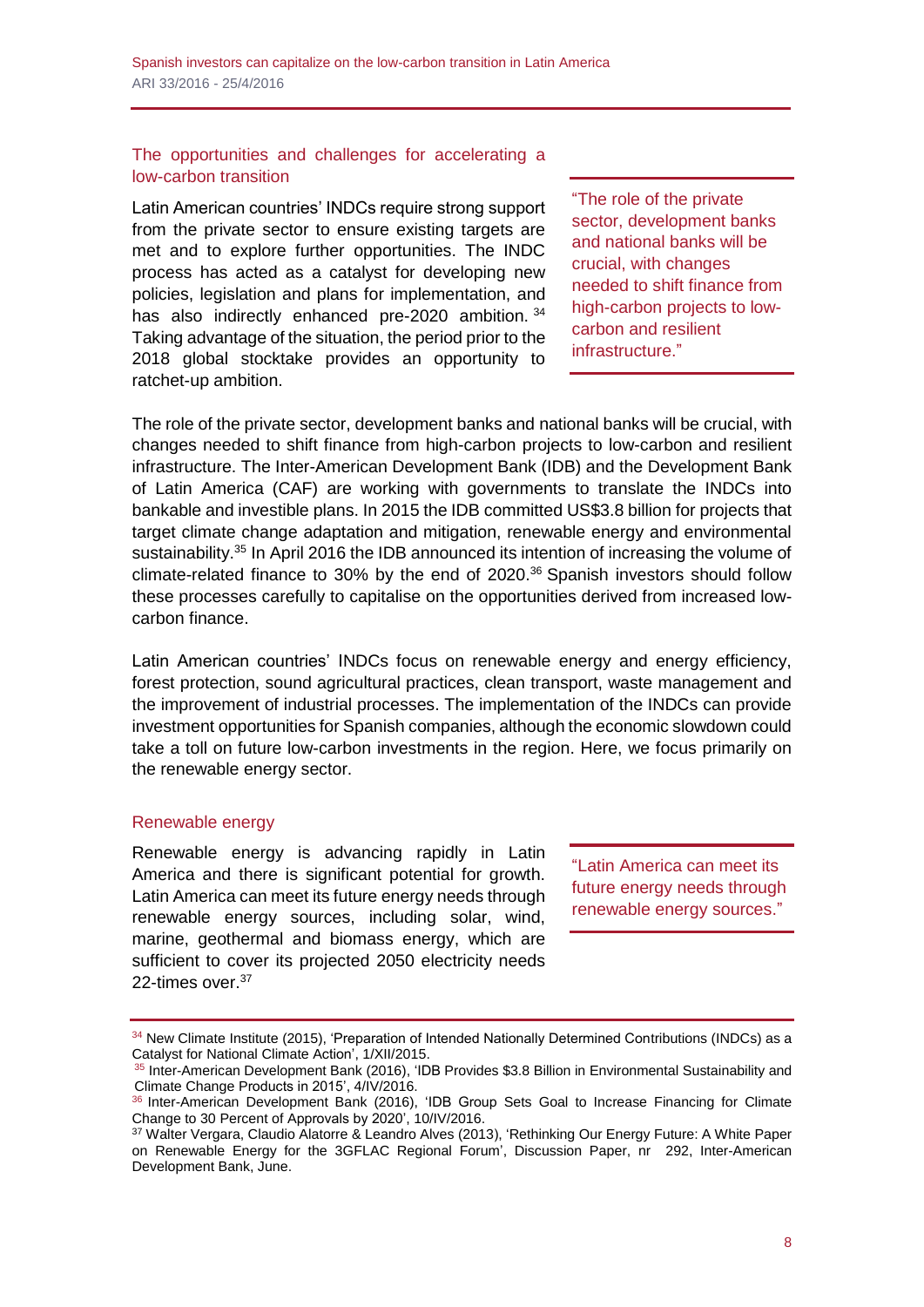## The opportunities and challenges for accelerating a low-carbon transition

Latin American countries' INDCs require strong support from the private sector to ensure existing targets are met and to explore further opportunities. The INDC process has acted as a catalyst for developing new policies, legislation and plans for implementation, and has also indirectly enhanced pre-2020 ambition.[34] Taking advantage of the situation, the period prior to the 2018 global stocktake provides an opportunity to ratchet-up ambition.

"The role of the private sector, development banks and national banks will be crucial, with changes needed to shift finance from high-carbon projects to low-carbon and resilient infrastructure."

The role of the private sector, development banks and national banks will be crucial, with changes needed to shift finance from high-carbon projects to low-carbon and resilient infrastructure. The Inter-American Development Bank (IDB) and the Development Bank of Latin America (CAF) are working with governments to translate the INDCs into bankable and investible plans. In 2015 the IDB committed US$3.8 billion for projects that target climate change adaptation and mitigation, renewable energy and environmental sustainability.[35] In April 2016 the IDB announced its intention of increasing the volume of climate-related finance to 30% by the end of 2020.[36] Spanish investors should follow these processes carefully to capitalise on the opportunities derived from increased low-carbon finance.

Latin American countries' INDCs focus on renewable energy and energy efficiency, forest protection, sound agricultural practices, clean transport, waste management and the improvement of industrial processes. The implementation of the INDCs can provide investment opportunities for Spanish companies, although the economic slowdown could take a toll on future low-carbon investments in the region. Here, we focus primarily on the renewable energy sector.

### Renewable energy

Renewable energy is advancing rapidly in Latin America and there is significant potential for growth. Latin America can meet its future energy needs through renewable energy sources, including solar, wind, marine, geothermal and biomass energy, which are sufficient to cover its projected 2050 electricity needs 22-times over.[37]

"Latin America can meet its future energy needs through renewable energy sources."

---

[34] New Climate Institute (2015), 'Preparation of Intended Nationally Determined Contributions (INDCs) as a Catalyst for National Climate Action', 1/XII/2015.

[35] Inter-American Development Bank (2016), 'IDB Provides $3.8 Billion in Environmental Sustainability and Climate Change Products in 2015', 4/IV/2016.

[36] Inter-American Development Bank (2016), 'IDB Group Sets Goal to Increase Financing for Climate Change to 30 Percent of Approvals by 2020', 10/IV/2016.

[37] Walter Vergara, Claudio Alatorre & Leandro Alves (2013), 'Rethinking Our Energy Future: A White Paper on Renewable Energy for the 3GFLAC Regional Forum', Discussion Paper, nr 292, Inter-American Development Bank, June.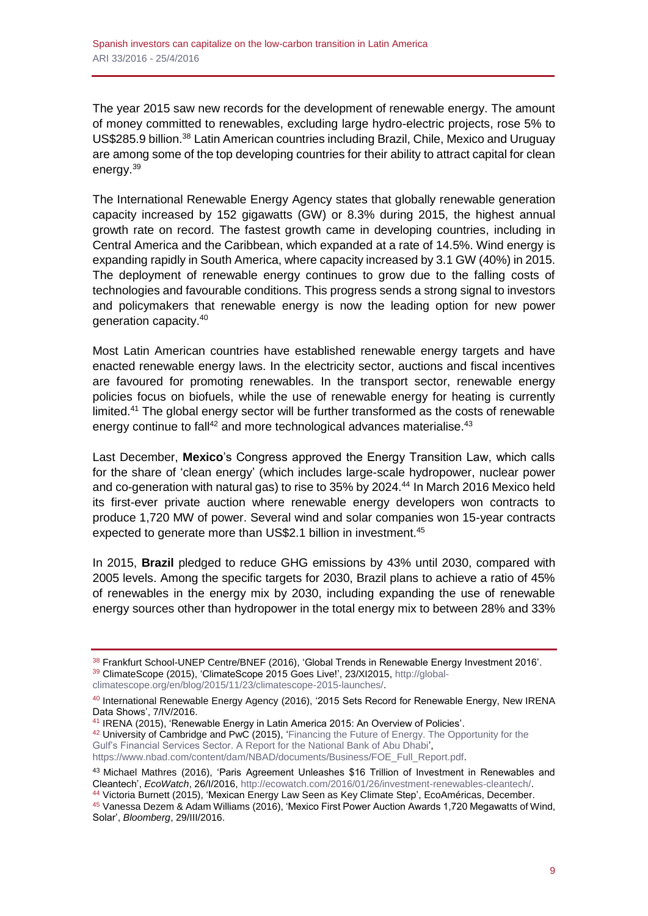The year 2015 saw new records for the development of renewable energy. The amount of money committed to renewables, excluding large hydro-electric projects, rose 5% to US$285.9 billion.[38] Latin American countries including Brazil, Chile, Mexico and Uruguay are among some of the top developing countries for their ability to attract capital for clean energy.[39]

The International Renewable Energy Agency states that globally renewable generation capacity increased by 152 gigawatts (GW) or 8.3% during 2015, the highest annual growth rate on record. The fastest growth came in developing countries, including in Central America and the Caribbean, which expanded at a rate of 14.5%. Wind energy is expanding rapidly in South America, where capacity increased by 3.1 GW (40%) in 2015. The deployment of renewable energy continues to grow due to the falling costs of technologies and favourable conditions. This progress sends a strong signal to investors and policymakers that renewable energy is now the leading option for new power generation capacity.[40]

Most Latin American countries have established renewable energy targets and have enacted renewable energy laws. In the electricity sector, auctions and fiscal incentives are favoured for promoting renewables. In the transport sector, renewable energy policies focus on biofuels, while the use of renewable energy for heating is currently limited.[41] The global energy sector will be further transformed as the costs of renewable energy continue to fall[42] and more technological advances materialise.[43]

Last December, **Mexico**'s Congress approved the Energy Transition Law, which calls for the share of 'clean energy' (which includes large-scale hydropower, nuclear power and co-generation with natural gas) to rise to 35% by 2024.[44] In March 2016 Mexico held its first-ever private auction where renewable energy developers won contracts to produce 1,720 MW of power. Several wind and solar companies won 15-year contracts expected to generate more than US$2.1 billion in investment.[45]

In 2015, **Brazil** pledged to reduce GHG emissions by 43% until 2030, compared with 2005 levels. Among the specific targets for 2030, Brazil plans to achieve a ratio of 45% of renewables in the energy mix by 2030, including expanding the use of renewable energy sources other than hydropower in the total energy mix to between 28% and 33%

---

[38] Frankfurt School-UNEP Centre/BNEF (2016), 'Global Trends in Renewable Energy Investment 2016'.

[39] ClimateScope (2015), 'ClimateScope 2015 Goes Live!', 23/XI2015, http://global-climatescope.org/en/blog/2015/11/23/climatescope-2015-launches/.

[40] International Renewable Energy Agency (2016), '2015 Sets Record for Renewable Energy, New IRENA Data Shows', 7/IV/2016.

[41] IRENA (2015), 'Renewable Energy in Latin America 2015: An Overview of Policies'.

[42] University of Cambridge and PwC (2015), 'Financing the Future of Energy. The Opportunity for the Gulf's Financial Services Sector. A Report for the National Bank of Abu Dhabi', https://www.nbad.com/content/dam/NBAD/documents/Business/FOE_Full_Report.pdf.

[43] Michael Mathres (2016), 'Paris Agreement Unleashes $16 Trillion of Investment in Renewables and Cleantech', *EcoWatch*, 26/I/2016, http://ecowatch.com/2016/01/26/investment-renewables-cleantech/.

[44] Victoria Burnett (2015), 'Mexican Energy Law Seen as Key Climate Step', EcoAméricas, December.

[45] Vanessa Dezem & Adam Williams (2016), 'Mexico First Power Auction Awards 1,720 Megawatts of Wind, Solar', *Bloomberg*, 29/III/2016.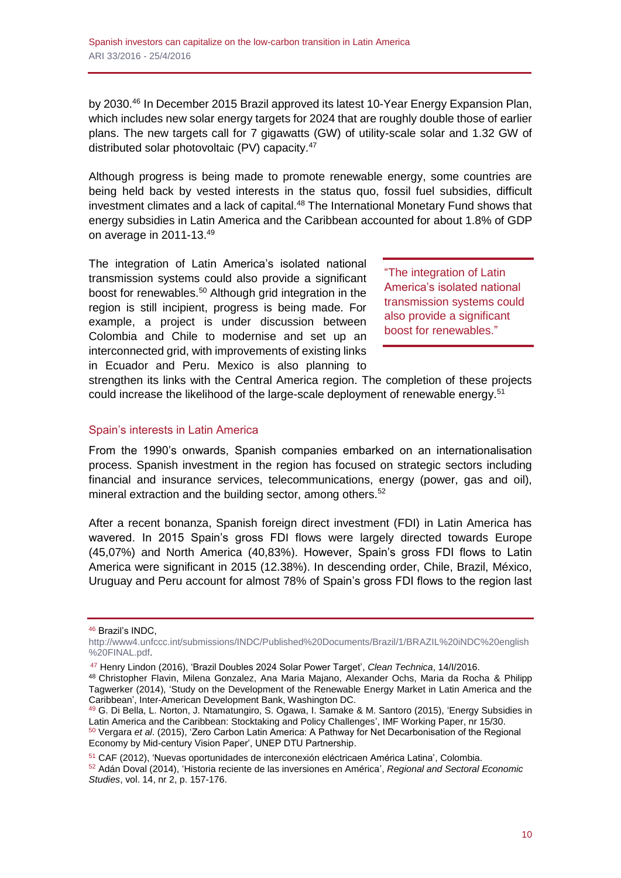by 2030.[46] In December 2015 Brazil approved its latest 10-Year Energy Expansion Plan, which includes new solar energy targets for 2024 that are roughly double those of earlier plans. The new targets call for 7 gigawatts (GW) of utility-scale solar and 1.32 GW of distributed solar photovoltaic (PV) capacity.[47]

Although progress is being made to promote renewable energy, some countries are being held back by vested interests in the status quo, fossil fuel subsidies, difficult investment climates and a lack of capital.[48] The International Monetary Fund shows that energy subsidies in Latin America and the Caribbean accounted for about 1.8% of GDP on average in 2011-13.[49]

The integration of Latin America's isolated national transmission systems could also provide a significant boost for renewables.[50] Although grid integration in the region is still incipient, progress is being made. For example, a project is under discussion between Colombia and Chile to modernise and set up an interconnected grid, with improvements of existing links in Ecuador and Peru. Mexico is also planning to strengthen its links with the Central America region. The completion of these projects could increase the likelihood of the large-scale deployment of renewable energy.[51]

> "The integration of Latin America's isolated national transmission systems could also provide a significant boost for renewables."

## Spain's interests in Latin America

From the 1990's onwards, Spanish companies embarked on an internationalisation process. Spanish investment in the region has focused on strategic sectors including financial and insurance services, telecommunications, energy (power, gas and oil), mineral extraction and the building sector, among others.[52]

After a recent bonanza, Spanish foreign direct investment (FDI) in Latin America has wavered. In 2015 Spain's gross FDI flows were largely directed towards Europe (45,07%) and North America (40,83%). However, Spain's gross FDI flows to Latin America were significant in 2015 (12.38%). In descending order, Chile, Brazil, México, Uruguay and Peru account for almost 78% of Spain's gross FDI flows to the region last

---

[46] Brazil's INDC, http://www4.unfccc.int/submissions/INDC/Published%20Documents/Brazil/1/BRAZIL%20iNDC%20english%20FINAL.pdf.

[47] Henry Lindon (2016), 'Brazil Doubles 2024 Solar Power Target', *Clean Technica*, 14/I/2016.

[48] Christopher Flavin, Milena Gonzalez, Ana Maria Majano, Alexander Ochs, Maria da Rocha & Philipp Tagwerker (2014), 'Study on the Development of the Renewable Energy Market in Latin America and the Caribbean', Inter-American Development Bank, Washington DC.

[49] G. Di Bella, L. Norton, J. Ntamatungiro, S. Ogawa, I. Samake & M. Santoro (2015), 'Energy Subsidies in Latin America and the Caribbean: Stocktaking and Policy Challenges', IMF Working Paper, nr 15/30.

[50] Vergara *et al*. (2015), 'Zero Carbon Latin America: A Pathway for Net Decarbonisation of the Regional Economy by Mid-century Vision Paper', UNEP DTU Partnership.

[51] CAF (2012), 'Nuevas oportunidades de interconexión eléctricaen América Latina', Colombia.

[52] Adán Doval (2014), 'Historia reciente de las inversiones en América', *Regional and Sectoral Economic Studies*, vol. 14, nr 2, p. 157-176.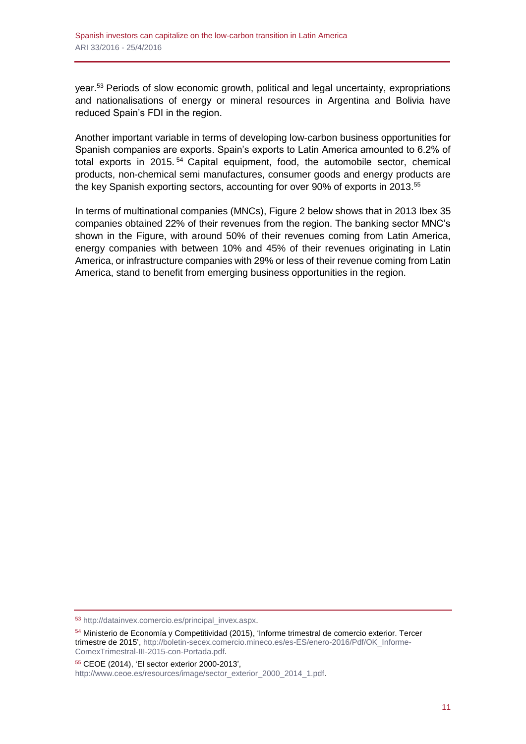year.[53] Periods of slow economic growth, political and legal uncertainty, expropriations and nationalisations of energy or mineral resources in Argentina and Bolivia have reduced Spain's FDI in the region.

Another important variable in terms of developing low-carbon business opportunities for Spanish companies are exports. Spain's exports to Latin America amounted to 6.2% of total exports in 2015.[54] Capital equipment, food, the automobile sector, chemical products, non-chemical semi manufactures, consumer goods and energy products are the key Spanish exporting sectors, accounting for over 90% of exports in 2013.[55]

In terms of multinational companies (MNCs), Figure 2 below shows that in 2013 Ibex 35 companies obtained 22% of their revenues from the region. The banking sector MNC's shown in the Figure, with around 50% of their revenues coming from Latin America, energy companies with between 10% and 45% of their revenues originating in Latin America, or infrastructure companies with 29% or less of their revenue coming from Latin America, stand to benefit from emerging business opportunities in the region.

---

[53] http://datainvex.comercio.es/principal_invex.aspx.

[54] Ministerio de Economía y Competitividad (2015), 'Informe trimestral de comercio exterior. Tercer trimestre de 2015', http://boletin-secex.comercio.mineco.es/es-ES/enero-2016/Pdf/OK_Informe-ComexTrimestral-III-2015-con-Portada.pdf.

[55] CEOE (2014), 'El sector exterior 2000-2013', http://www.ceoe.es/resources/image/sector_exterior_2000_2014_1.pdf.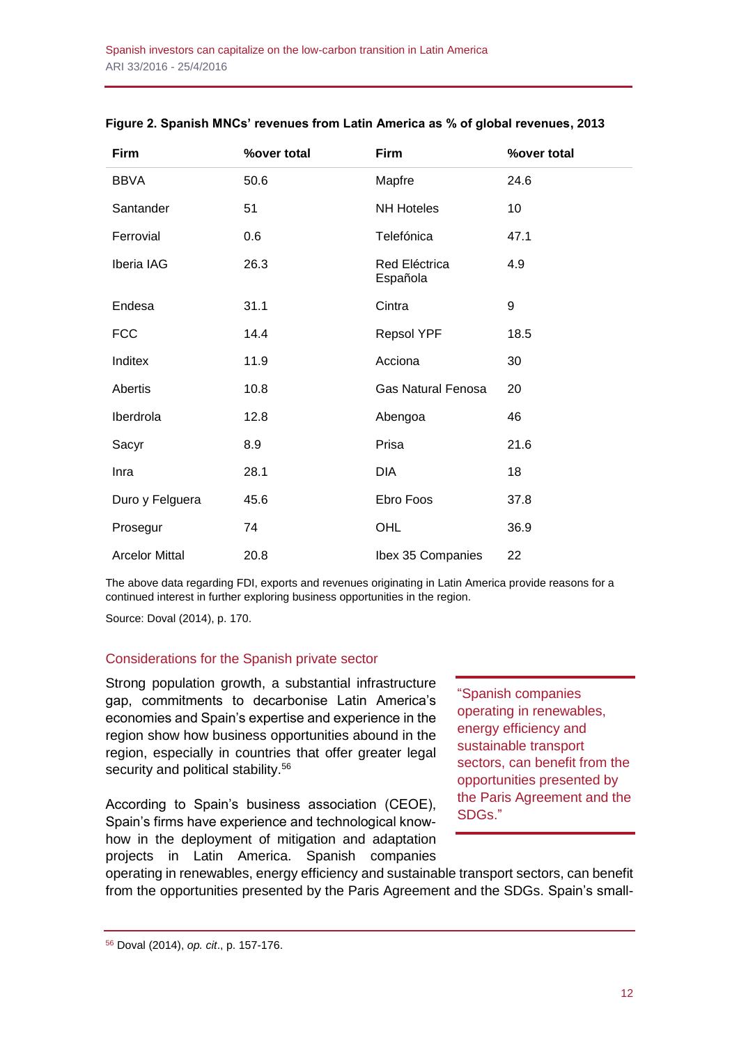**Figure 2. Spanish MNCs' revenues from Latin America as % of global revenues, 2013**

| Firm | %over total | Firm | %over total |
|---|---|---|---|
| BBVA | 50.6 | Mapfre | 24.6 |
| Santander | 51 | NH Hoteles | 10 |
| Ferrovial | 0.6 | Telefónica | 47.1 |
| Iberia IAG | 26.3 | Red Eléctrica Española | 4.9 |
| Endesa | 31.1 | Cintra | 9 |
| FCC | 14.4 | Repsol YPF | 18.5 |
| Inditex | 11.9 | Acciona | 30 |
| Abertis | 10.8 | Gas Natural Fenosa | 20 |
| Iberdrola | 12.8 | Abengoa | 46 |
| Sacyr | 8.9 | Prisa | 21.6 |
| Inra | 28.1 | DIA | 18 |
| Duro y Felguera | 45.6 | Ebro Foos | 37.8 |
| Prosegur | 74 | OHL | 36.9 |
| Arcelor Mittal | 20.8 | Ibex 35 Companies | 22 |

The above data regarding FDI, exports and revenues originating in Latin America provide reasons for a continued interest in further exploring business opportunities in the region.

Source: Doval (2014), p. 170.

## Considerations for the Spanish private sector

Strong population growth, a substantial infrastructure gap, commitments to decarbonise Latin America's economies and Spain's expertise and experience in the region show how business opportunities abound in the region, especially in countries that offer greater legal security and political stability.[56]

> "Spanish companies operating in renewables, energy efficiency and sustainable transport sectors, can benefit from the opportunities presented by the Paris Agreement and the SDGs."

According to Spain's business association (CEOE), Spain's firms have experience and technological know-how in the deployment of mitigation and adaptation projects in Latin America. Spanish companies operating in renewables, energy efficiency and sustainable transport sectors, can benefit from the opportunities presented by the Paris Agreement and the SDGs. Spain's small-

[56] Doval (2014), *op. cit*., p. 157-176.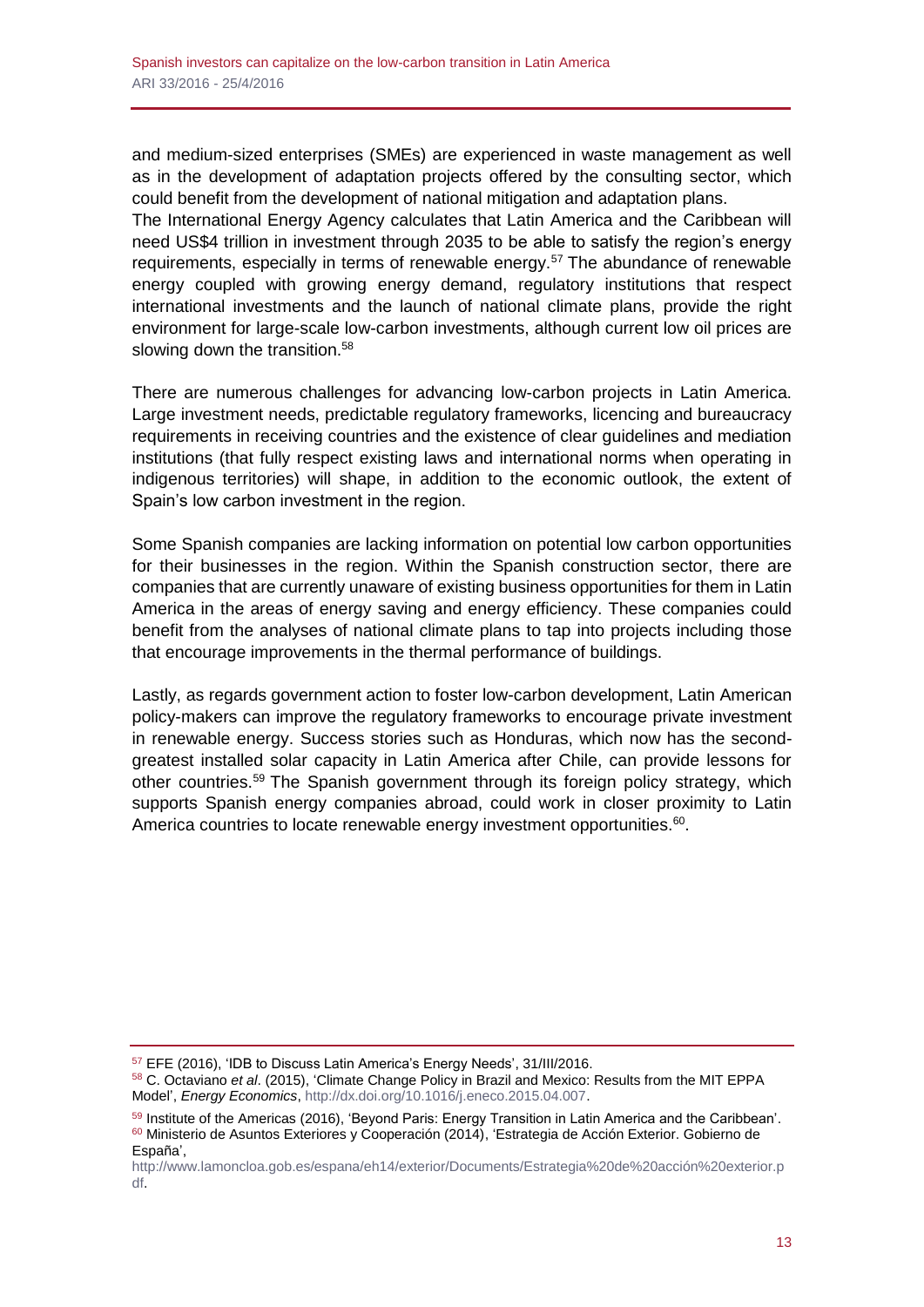and medium-sized enterprises (SMEs) are experienced in waste management as well as in the development of adaptation projects offered by the consulting sector, which could benefit from the development of national mitigation and adaptation plans.
The International Energy Agency calculates that Latin America and the Caribbean will need US$4 trillion in investment through 2035 to be able to satisfy the region's energy requirements, especially in terms of renewable energy.[57] The abundance of renewable energy coupled with growing energy demand, regulatory institutions that respect international investments and the launch of national climate plans, provide the right environment for large-scale low-carbon investments, although current low oil prices are slowing down the transition.[58]

There are numerous challenges for advancing low-carbon projects in Latin America. Large investment needs, predictable regulatory frameworks, licencing and bureaucracy requirements in receiving countries and the existence of clear guidelines and mediation institutions (that fully respect existing laws and international norms when operating in indigenous territories) will shape, in addition to the economic outlook, the extent of Spain's low carbon investment in the region.

Some Spanish companies are lacking information on potential low carbon opportunities for their businesses in the region. Within the Spanish construction sector, there are companies that are currently unaware of existing business opportunities for them in Latin America in the areas of energy saving and energy efficiency. These companies could benefit from the analyses of national climate plans to tap into projects including those that encourage improvements in the thermal performance of buildings.

Lastly, as regards government action to foster low-carbon development, Latin American policy-makers can improve the regulatory frameworks to encourage private investment in renewable energy. Success stories such as Honduras, which now has the second-greatest installed solar capacity in Latin America after Chile, can provide lessons for other countries.[59] The Spanish government through its foreign policy strategy, which supports Spanish energy companies abroad, could work in closer proximity to Latin America countries to locate renewable energy investment opportunities.[60].

---

[57] EFE (2016), 'IDB to Discuss Latin America's Energy Needs', 31/III/2016.

[58] C. Octaviano *et al*. (2015), 'Climate Change Policy in Brazil and Mexico: Results from the MIT EPPA Model', *Energy Economics*, http://dx.doi.org/10.1016/j.eneco.2015.04.007.

[59] Institute of the Americas (2016), 'Beyond Paris: Energy Transition in Latin America and the Caribbean'.

[60] Ministerio de Asuntos Exteriores y Cooperación (2014), 'Estrategia de Acción Exterior. Gobierno de España', http://www.lamoncloa.gob.es/espana/eh14/exterior/Documents/Estrategia%20de%20acción%20exterior.pdf.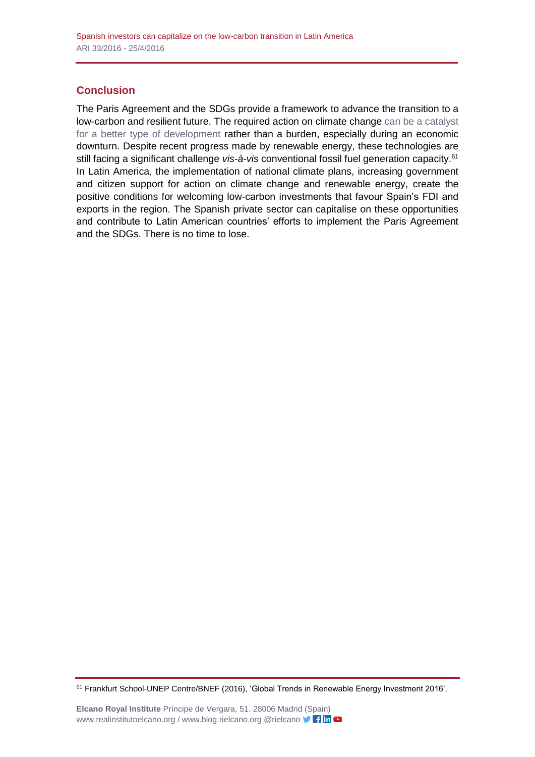## Conclusion

The Paris Agreement and the SDGs provide a framework to advance the transition to a low-carbon and resilient future. The required action on climate change can be a catalyst for a better type of development rather than a burden, especially during an economic downturn. Despite recent progress made by renewable energy, these technologies are still facing a significant challenge *vis-à-vis* conventional fossil fuel generation capacity.[61] In Latin America, the implementation of national climate plans, increasing government and citizen support for action on climate change and renewable energy, create the positive conditions for welcoming low-carbon investments that favour Spain's FDI and exports in the region. The Spanish private sector can capitalise on these opportunities and contribute to Latin American countries' efforts to implement the Paris Agreement and the SDGs. There is no time to lose.

[61] Frankfurt School-UNEP Centre/BNEF (2016), 'Global Trends in Renewable Energy Investment 2016'.